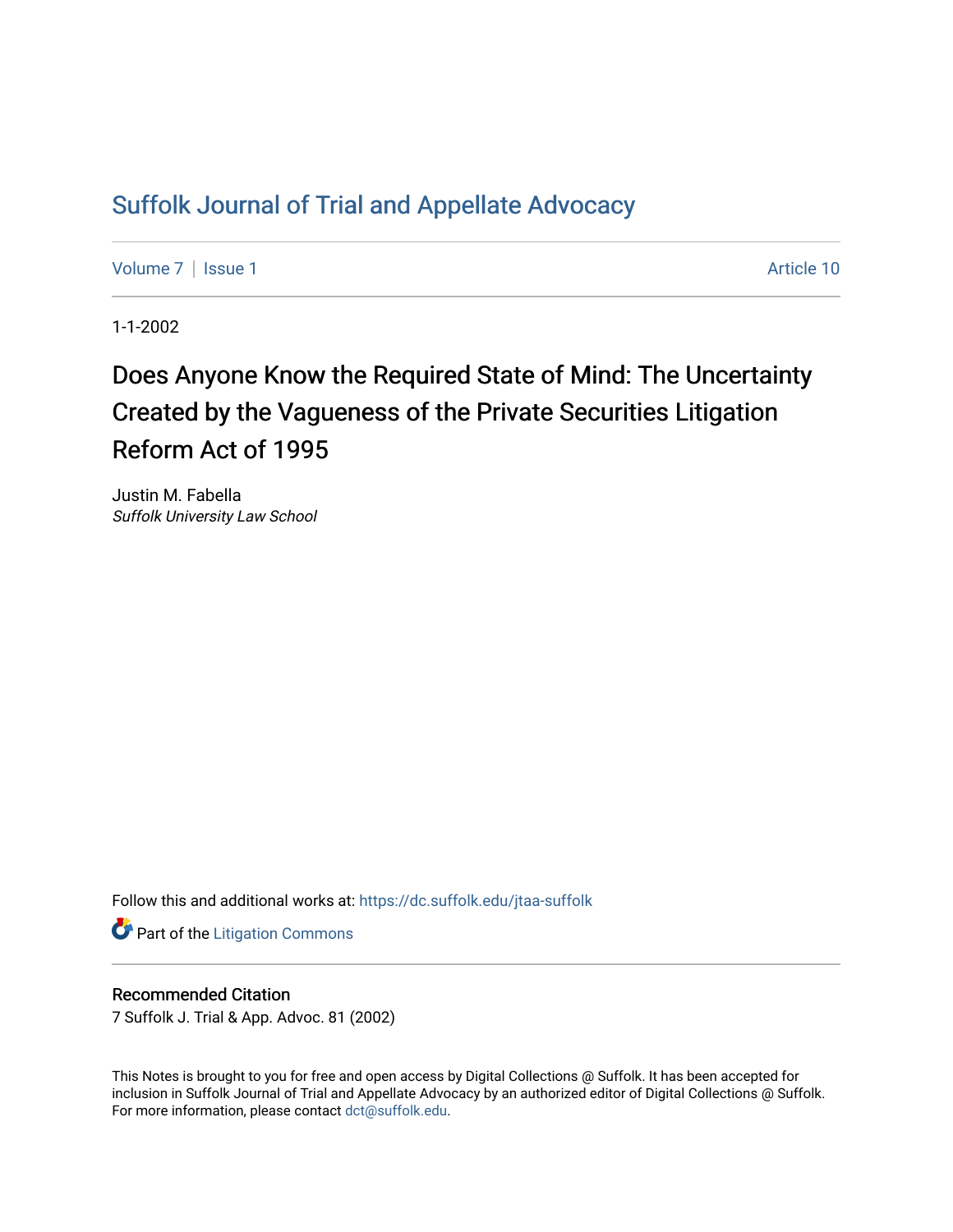# Suffolk Journal of Trial and Appellate Advocacy

Volume 7 | Issue 1 — Article 10

1-1-2002

## Does Anyone Know the Required State of Mind: The Uncertainty Created by the Vagueness of the Private Securities Litigation Reform Act of 1995

Justin M. Fabella
*Suffolk University Law School*

Follow this and additional works at: https://dc.suffolk.edu/jtaa-suffolk

Part of the Litigation Commons

### Recommended Citation

7 Suffolk J. Trial & App. Advoc. 81 (2002)

This Notes is brought to you for free and open access by Digital Collections @ Suffolk. It has been accepted for inclusion in Suffolk Journal of Trial and Appellate Advocacy by an authorized editor of Digital Collections @ Suffolk. For more information, please contact dct@suffolk.edu.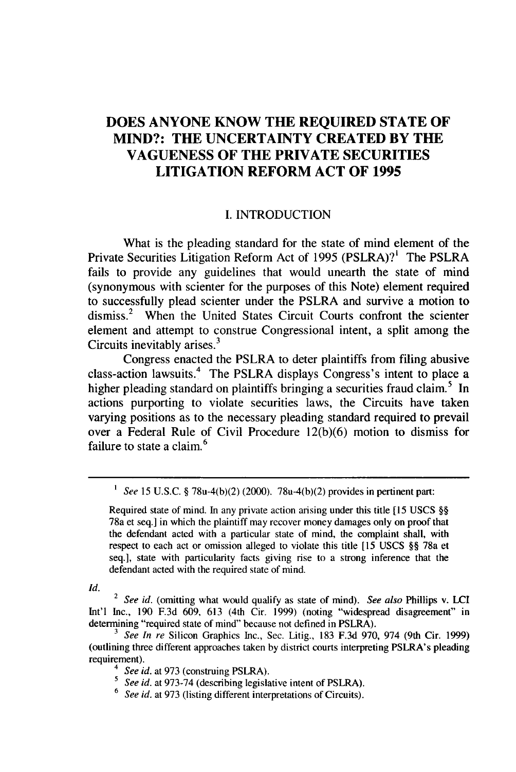# DOES ANYONE KNOW THE REQUIRED STATE OF MIND?: THE UNCERTAINTY CREATED BY THE VAGUENESS OF THE PRIVATE SECURITIES LITIGATION REFORM ACT OF 1995

## I. INTRODUCTION

What is the pleading standard for the state of mind element of the Private Securities Litigation Reform Act of 1995 (PSLRA)?[1] The PSLRA fails to provide any guidelines that would unearth the state of mind (synonymous with scienter for the purposes of this Note) element required to successfully plead scienter under the PSLRA and survive a motion to dismiss.[2] When the United States Circuit Courts confront the scienter element and attempt to construe Congressional intent, a split among the Circuits inevitably arises.[3]

Congress enacted the PSLRA to deter plaintiffs from filing abusive class-action lawsuits.[4] The PSLRA displays Congress's intent to place a higher pleading standard on plaintiffs bringing a securities fraud claim.[5] In actions purporting to violate securities laws, the Circuits have taken varying positions as to the necessary pleading standard required to prevail over a Federal Rule of Civil Procedure 12(b)(6) motion to dismiss for failure to state a claim.[6]

---

[1] *See* 15 U.S.C. § 78u-4(b)(2) (2000). 78u-4(b)(2) provides in pertinent part:

> Required state of mind. In any private action arising under this title [15 USCS §§ 78a et seq.] in which the plaintiff may recover money damages only on proof that the defendant acted with a particular state of mind, the complaint shall, with respect to each act or omission alleged to violate this title [15 USCS §§ 78a et seq.], state with particularity facts giving rise to a strong inference that the defendant acted with the required state of mind.

*Id.*

[2] *See id.* (omitting what would qualify as state of mind). *See also* Phillips v. LCI Int'l Inc., 190 F.3d 609, 613 (4th Cir. 1999) (noting "widespread disagreement" in determining "required state of mind" because not defined in PSLRA).

[3] *See In re* Silicon Graphics Inc., Sec. Litig., 183 F.3d 970, 974 (9th Cir. 1999) (outlining three different approaches taken by district courts interpreting PSLRA's pleading requirement).

[4] *See id.* at 973 (construing PSLRA).

[5] *See id.* at 973-74 (describing legislative intent of PSLRA).

[6] *See id.* at 973 (listing different interpretations of Circuits).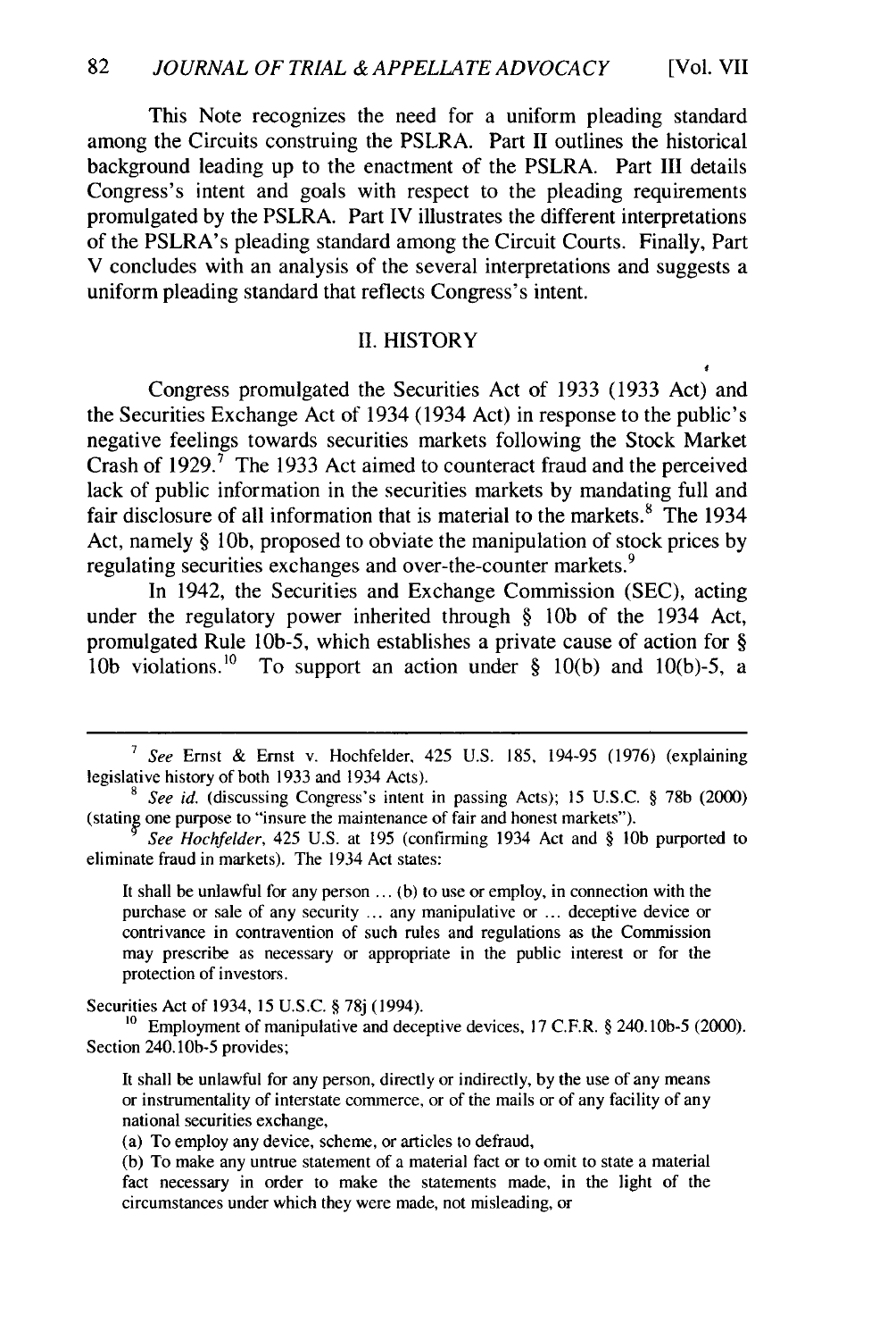This Note recognizes the need for a uniform pleading standard among the Circuits construing the PSLRA. Part II outlines the historical background leading up to the enactment of the PSLRA. Part III details Congress's intent and goals with respect to the pleading requirements promulgated by the PSLRA. Part IV illustrates the different interpretations of the PSLRA's pleading standard among the Circuit Courts. Finally, Part V concludes with an analysis of the several interpretations and suggests a uniform pleading standard that reflects Congress's intent.

## II. HISTORY

Congress promulgated the Securities Act of 1933 (1933 Act) and the Securities Exchange Act of 1934 (1934 Act) in response to the public's negative feelings towards securities markets following the Stock Market Crash of 1929.[7] The 1933 Act aimed to counteract fraud and the perceived lack of public information in the securities markets by mandating full and fair disclosure of all information that is material to the markets.[8] The 1934 Act, namely § 10b, proposed to obviate the manipulation of stock prices by regulating securities exchanges and over-the-counter markets.[9]

In 1942, the Securities and Exchange Commission (SEC), acting under the regulatory power inherited through § 10b of the 1934 Act, promulgated Rule 10b-5, which establishes a private cause of action for § 10b violations.[10] To support an action under § 10(b) and 10(b)-5, a

---

[7] *See* Ernst & Ernst v. Hochfelder, 425 U.S. 185, 194-95 (1976) (explaining legislative history of both 1933 and 1934 Acts).

[8] *See id.* (discussing Congress's intent in passing Acts); 15 U.S.C. § 78b (2000) (stating one purpose to "insure the maintenance of fair and honest markets").

[9] *See Hochfelder*, 425 U.S. at 195 (confirming 1934 Act and § 10b purported to eliminate fraud in markets). The 1934 Act states:

> It shall be unlawful for any person ... (b) to use or employ, in connection with the purchase or sale of any security ... any manipulative or ... deceptive device or contrivance in contravention of such rules and regulations as the Commission may prescribe as necessary or appropriate in the public interest or for the protection of investors.

Securities Act of 1934, 15 U.S.C. § 78j (1994).

[10] Employment of manipulative and deceptive devices, 17 C.F.R. § 240.10b-5 (2000). Section 240.10b-5 provides;

> It shall be unlawful for any person, directly or indirectly, by the use of any means or instrumentality of interstate commerce, or of the mails or of any facility of any national securities exchange,
>
> (a) To employ any device, scheme, or articles to defraud,
>
> (b) To make any untrue statement of a material fact or to omit to state a material fact necessary in order to make the statements made, in the light of the circumstances under which they were made, not misleading, or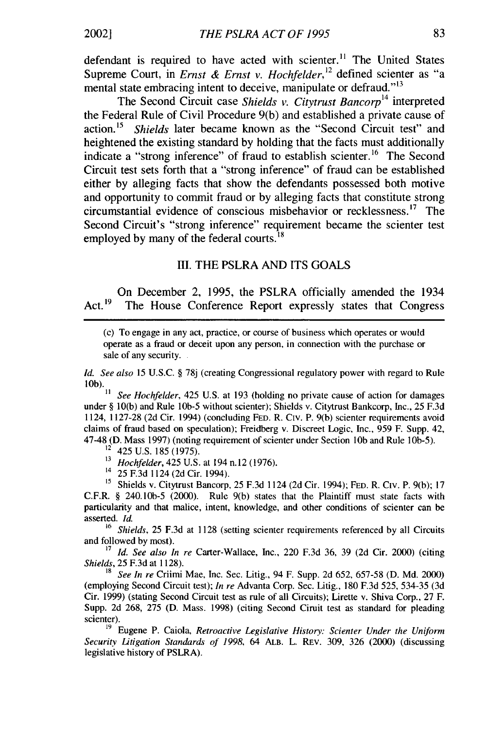defendant is required to have acted with scienter.[11] The United States Supreme Court, in *Ernst & Ernst v. Hochfelder*,[12] defined scienter as "a mental state embracing intent to deceive, manipulate or defraud."[13]

The Second Circuit case *Shields v. Citytrust Bancorp*[14] interpreted the Federal Rule of Civil Procedure 9(b) and established a private cause of action.[15] *Shields* later became known as the "Second Circuit test" and heightened the existing standard by holding that the facts must additionally indicate a "strong inference" of fraud to establish scienter.[16] The Second Circuit test sets forth that a "strong inference" of fraud can be established either by alleging facts that show the defendants possessed both motive and opportunity to commit fraud or by alleging facts that constitute strong circumstantial evidence of conscious misbehavior or recklessness.[17] The Second Circuit's "strong inference" requirement became the scienter test employed by many of the federal courts.[18]

## III. THE PSLRA AND ITS GOALS

On December 2, 1995, the PSLRA officially amended the 1934 Act.[19] The House Conference Report expressly states that Congress

---

(c) To engage in any act, practice, or course of business which operates or would operate as a fraud or deceit upon any person, in connection with the purchase or sale of any security.

*Id. See also* 15 U.S.C. § 78j (creating Congressional regulatory power with regard to Rule 10b).

[11] *See Hochfelder*, 425 U.S. at 193 (holding no private cause of action for damages under § 10(b) and Rule 10b-5 without scienter); Shields v. Citytrust Bankcorp, Inc., 25 F.3d 1124, 1127-28 (2d Cir. 1994) (concluding FED. R. CIV. P. 9(b) scienter requirements avoid claims of fraud based on speculation); Freidberg v. Discreet Logic, Inc., 959 F. Supp. 42, 47-48 (D. Mass 1997) (noting requirement of scienter under Section 10b and Rule 10b-5).

[12] 425 U.S. 185 (1975).

[13] *Hochfelder*, 425 U.S. at 194 n.12 (1976).

[14] 25 F.3d 1124 (2d Cir. 1994).

[15] Shields v. Citytrust Bancorp, 25 F.3d 1124 (2d Cir. 1994); FED. R. CIV. P. 9(b); 17 C.F.R. § 240.10b-5 (2000). Rule 9(b) states that the Plaintiff must state facts with particularity and that malice, intent, knowledge, and other conditions of scienter can be asserted. *Id.*

[16] *Shields*, 25 F.3d at 1128 (setting scienter requirements referenced by all Circuits and followed by most).

[17] *Id. See also In re* Carter-Wallace, Inc., 220 F.3d 36, 39 (2d Cir. 2000) (citing *Shields*, 25 F.3d at 1128).

[18] *See In re* Criimi Mae, Inc. Sec. Litig., 94 F. Supp. 2d 652, 657-58 (D. Md. 2000) (employing Second Circuit test); *In re* Advanta Corp. Sec. Litig., 180 F.3d 525, 534-35 (3d Cir. 1999) (stating Second Circuit test as rule of all Circuits); Lirette v. Shiva Corp., 27 F. Supp. 2d 268, 275 (D. Mass. 1998) (citing Second Ciruit test as standard for pleading scienter).

[19] Eugene P. Caiola, *Retroactive Legislative History: Scienter Under the Uniform Security Litigation Standards of 1998*, 64 ALB. L. REV. 309, 326 (2000) (discussing legislative history of PSLRA).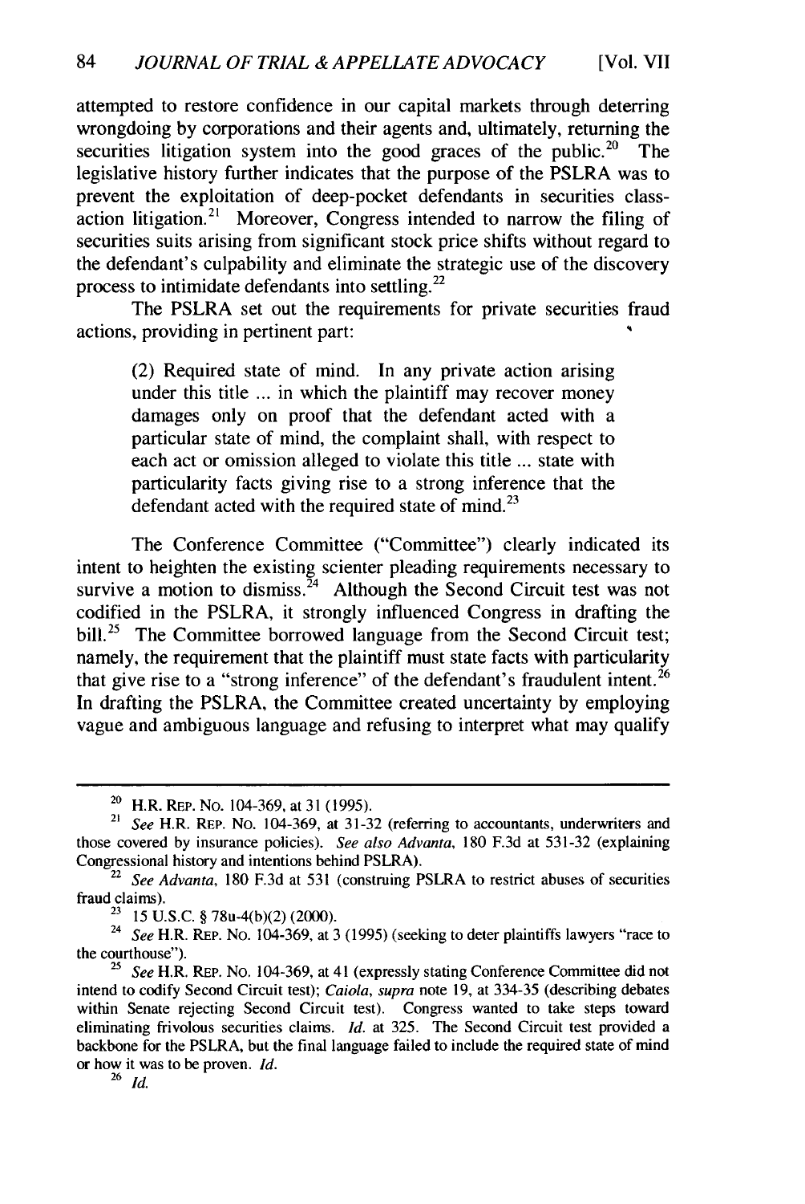attempted to restore confidence in our capital markets through deterring wrongdoing by corporations and their agents and, ultimately, returning the securities litigation system into the good graces of the public.[20] The legislative history further indicates that the purpose of the PSLRA was to prevent the exploitation of deep-pocket defendants in securities class-action litigation.[21] Moreover, Congress intended to narrow the filing of securities suits arising from significant stock price shifts without regard to the defendant's culpability and eliminate the strategic use of the discovery process to intimidate defendants into settling.[22]

The PSLRA set out the requirements for private securities fraud actions, providing in pertinent part:

> (2) Required state of mind. In any private action arising under this title ... in which the plaintiff may recover money damages only on proof that the defendant acted with a particular state of mind, the complaint shall, with respect to each act or omission alleged to violate this title ... state with particularity facts giving rise to a strong inference that the defendant acted with the required state of mind.[23]

The Conference Committee ("Committee") clearly indicated its intent to heighten the existing scienter pleading requirements necessary to survive a motion to dismiss.[24] Although the Second Circuit test was not codified in the PSLRA, it strongly influenced Congress in drafting the bill.[25] The Committee borrowed language from the Second Circuit test; namely, the requirement that the plaintiff must state facts with particularity that give rise to a "strong inference" of the defendant's fraudulent intent.[26] In drafting the PSLRA, the Committee created uncertainty by employing vague and ambiguous language and refusing to interpret what may qualify

---

[20] H.R. REP. NO. 104-369, at 31 (1995).

[21] *See* H.R. REP. NO. 104-369, at 31-32 (referring to accountants, underwriters and those covered by insurance policies). *See also Advanta*, 180 F.3d at 531-32 (explaining Congressional history and intentions behind PSLRA).

[22] *See Advanta*, 180 F.3d at 531 (construing PSLRA to restrict abuses of securities fraud claims).

[23] 15 U.S.C. § 78u-4(b)(2) (2000).

[24] *See* H.R. REP. NO. 104-369, at 3 (1995) (seeking to deter plaintiffs lawyers "race to the courthouse").

[25] *See* H.R. REP. NO. 104-369, at 41 (expressly stating Conference Committee did not intend to codify Second Circuit test); *Caiola*, *supra* note 19, at 334-35 (describing debates within Senate rejecting Second Circuit test). Congress wanted to take steps toward eliminating frivolous securities claims. *Id.* at 325. The Second Circuit test provided a backbone for the PSLRA, but the final language failed to include the required state of mind or how it was to be proven. *Id.*

[26] *Id.*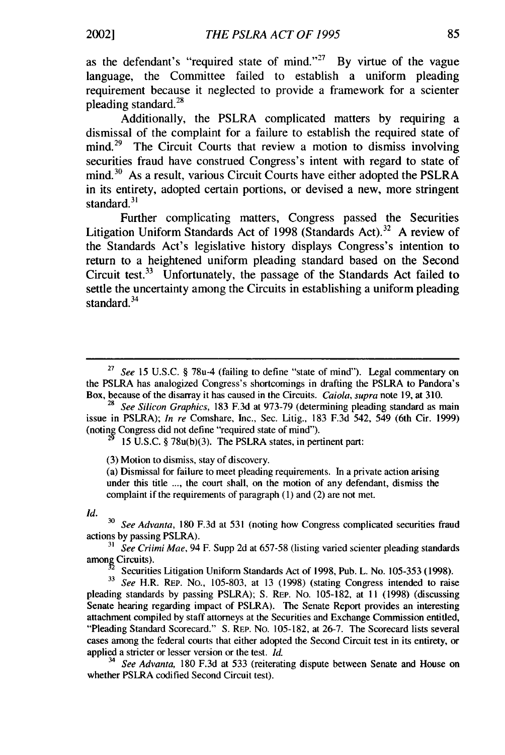as the defendant's "required state of mind."[27] By virtue of the vague language, the Committee failed to establish a uniform pleading requirement because it neglected to provide a framework for a scienter pleading standard.[28]

Additionally, the PSLRA complicated matters by requiring a dismissal of the complaint for a failure to establish the required state of mind.[29] The Circuit Courts that review a motion to dismiss involving securities fraud have construed Congress's intent with regard to state of mind.[30] As a result, various Circuit Courts have either adopted the PSLRA in its entirety, adopted certain portions, or devised a new, more stringent standard.[31]

Further complicating matters, Congress passed the Securities Litigation Uniform Standards Act of 1998 (Standards Act).[32] A review of the Standards Act's legislative history displays Congress's intention to return to a heightened uniform pleading standard based on the Second Circuit test.[33] Unfortunately, the passage of the Standards Act failed to settle the uncertainty among the Circuits in establishing a uniform pleading standard.[34]

---

[27] *See* 15 U.S.C. § 78u-4 (failing to define "state of mind"). Legal commentary on the PSLRA has analogized Congress's shortcomings in drafting the PSLRA to Pandora's Box, because of the disarray it has caused in the Circuits. *Caiola*, *supra* note 19, at 310.

[28] *See Silicon Graphics*, 183 F.3d at 973-79 (determining pleading standard as main issue in PSLRA); *In re* Comshare, Inc., Sec. Litig., 183 F.3d 542, 549 (6th Cir. 1999) (noting Congress did not define "required state of mind").

[29] 15 U.S.C. § 78u(b)(3). The PSLRA states, in pertinent part:

> (3) Motion to dismiss, stay of discovery.
>
> (a) Dismissal for failure to meet pleading requirements. In a private action arising under this title ..., the court shall, on the motion of any defendant, dismiss the complaint if the requirements of paragraph (1) and (2) are not met.

*Id.*

[30] *See Advanta*, 180 F.3d at 531 (noting how Congress complicated securities fraud actions by passing PSLRA).

[31] *See Criimi Mae*, 94 F. Supp 2d at 657-58 (listing varied scienter pleading standards among Circuits).

[32] Securities Litigation Uniform Standards Act of 1998, Pub. L. No. 105-353 (1998).

[33] *See* H.R. REP. NO., 105-803, at 13 (1998) (stating Congress intended to raise pleading standards by passing PSLRA); S. REP. NO. 105-182, at 11 (1998) (discussing Senate hearing regarding impact of PSLRA). The Senate Report provides an interesting attachment compiled by staff attorneys at the Securities and Exchange Commission entitled, "Pleading Standard Scorecard." S. REP. NO. 105-182, at 26-7. The Scorecard lists several cases among the federal courts that either adopted the Second Circuit test in its entirety, or applied a stricter or lesser version or the test. *Id.*

[34] *See Advanta*, 180 F.3d at 533 (reiterating dispute between Senate and House on whether PSLRA codified Second Circuit test).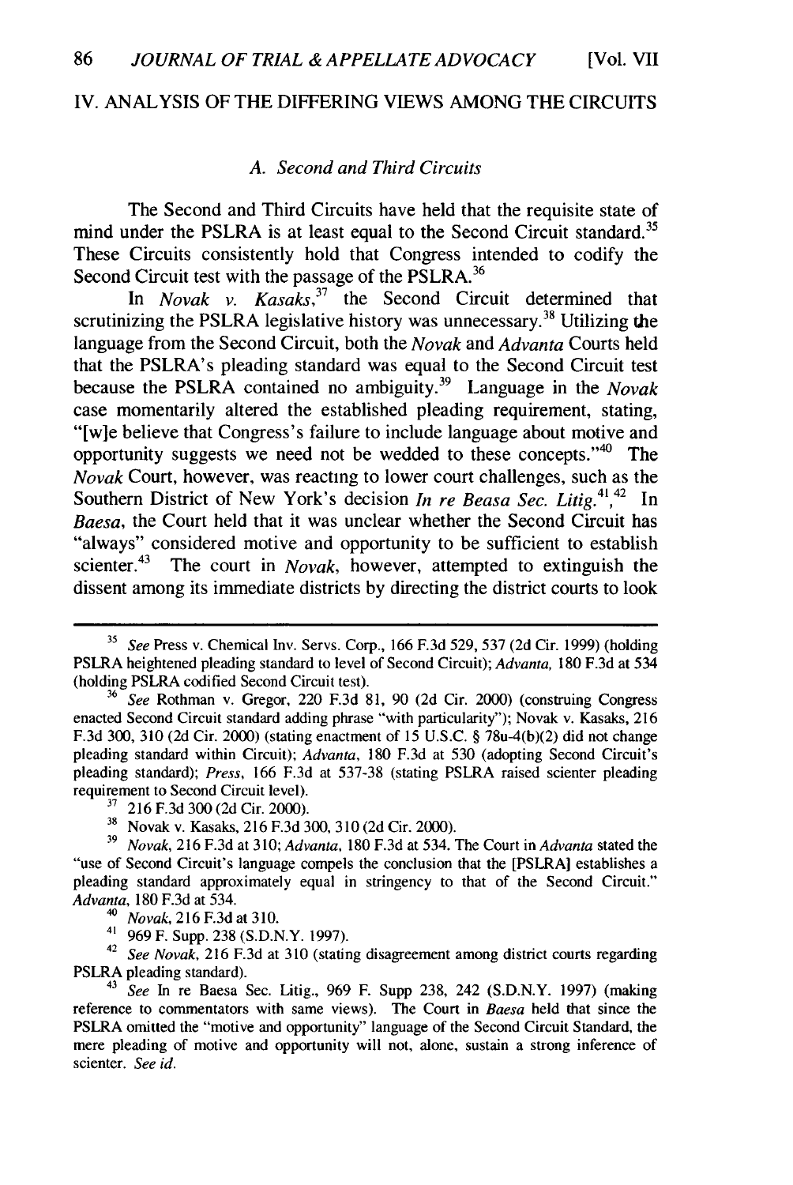## IV. ANALYSIS OF THE DIFFERING VIEWS AMONG THE CIRCUITS

### A. *Second and Third Circuits*

The Second and Third Circuits have held that the requisite state of mind under the PSLRA is at least equal to the Second Circuit standard.[35] These Circuits consistently hold that Congress intended to codify the Second Circuit test with the passage of the PSLRA.[36]

In *Novak v. Kasaks*,[37] the Second Circuit determined that scrutinizing the PSLRA legislative history was unnecessary.[38] Utilizing the language from the Second Circuit, both the *Novak* and *Advanta* Courts held that the PSLRA's pleading standard was equal to the Second Circuit test because the PSLRA contained no ambiguity.[39] Language in the *Novak* case momentarily altered the established pleading requirement, stating, "[w]e believe that Congress's failure to include language about motive and opportunity suggests we need not be wedded to these concepts."[40] The *Novak* Court, however, was reacting to lower court challenges, such as the Southern District of New York's decision *In re Beasa Sec. Litig.*[41],[42] In *Baesa*, the Court held that it was unclear whether the Second Circuit has "always" considered motive and opportunity to be sufficient to establish scienter.[43] The court in *Novak*, however, attempted to extinguish the dissent among its immediate districts by directing the district courts to look

---

[35] *See* Press v. Chemical Inv. Servs. Corp., 166 F.3d 529, 537 (2d Cir. 1999) (holding PSLRA heightened pleading standard to level of Second Circuit); *Advanta*, 180 F.3d at 534 (holding PSLRA codified Second Circuit test).

[36] *See* Rothman v. Gregor, 220 F.3d 81, 90 (2d Cir. 2000) (construing Congress enacted Second Circuit standard adding phrase "with particularity"); Novak v. Kasaks, 216 F.3d 300, 310 (2d Cir. 2000) (stating enactment of 15 U.S.C. § 78u-4(b)(2) did not change pleading standard within Circuit); *Advanta*, 180 F.3d at 530 (adopting Second Circuit's pleading standard); *Press*, 166 F.3d at 537-38 (stating PSLRA raised scienter pleading requirement to Second Circuit level).

[37] 216 F.3d 300 (2d Cir. 2000).

[38] Novak v. Kasaks, 216 F.3d 300, 310 (2d Cir. 2000).

[39] *Novak*, 216 F.3d at 310; *Advanta*, 180 F.3d at 534. The Court in *Advanta* stated the "use of Second Circuit's language compels the conclusion that the [PSLRA] establishes a pleading standard approximately equal in stringency to that of the Second Circuit." *Advanta*, 180 F.3d at 534.

[40] *Novak*, 216 F.3d at 310.

[41] 969 F. Supp. 238 (S.D.N.Y. 1997).

[42] *See Novak*, 216 F.3d at 310 (stating disagreement among district courts regarding PSLRA pleading standard).

[43] *See* In re Baesa Sec. Litig., 969 F. Supp 238, 242 (S.D.N.Y. 1997) (making reference to commentators with same views). The Court in *Baesa* held that since the PSLRA omitted the "motive and opportunity" language of the Second Circuit Standard, the mere pleading of motive and opportunity will not, alone, sustain a strong inference of scienter. *See id.*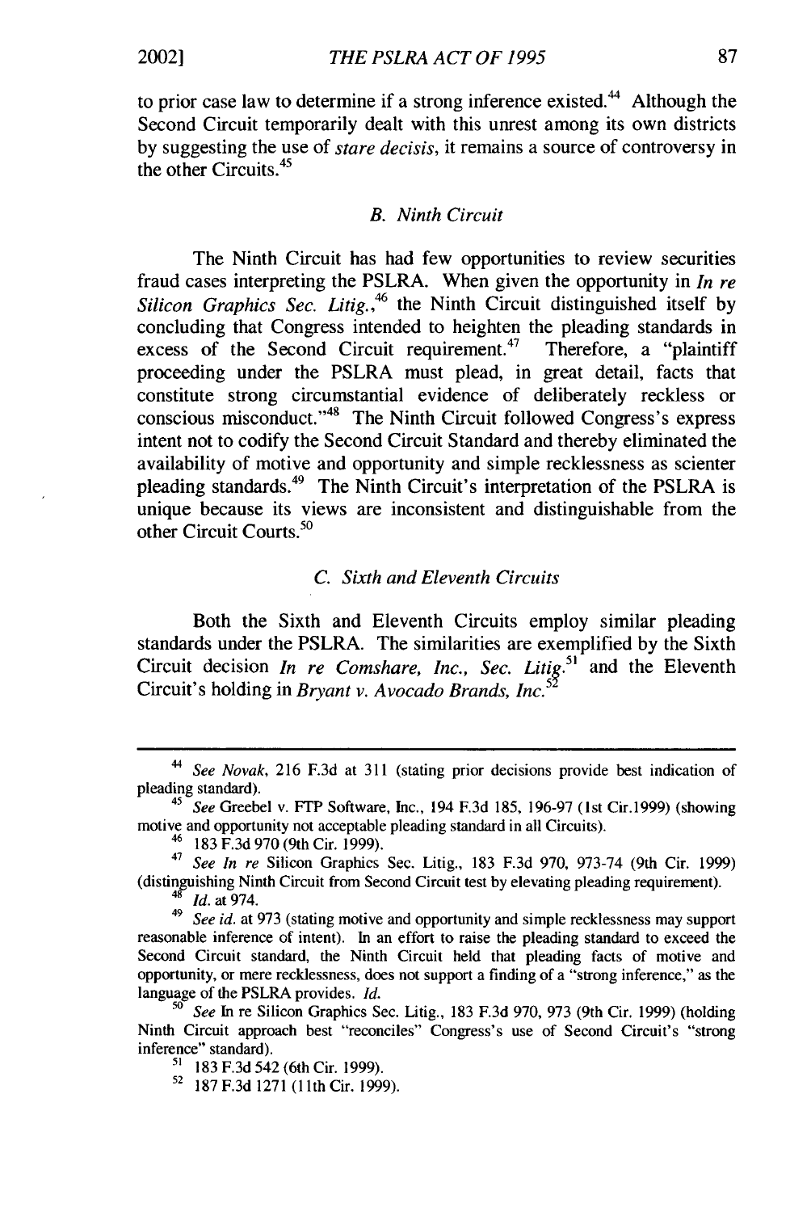to prior case law to determine if a strong inference existed.[44] Although the Second Circuit temporarily dealt with this unrest among its own districts by suggesting the use of *stare decisis*, it remains a source of controversy in the other Circuits.[45]

### *B. Ninth Circuit*

The Ninth Circuit has had few opportunities to review securities fraud cases interpreting the PSLRA. When given the opportunity in *In re Silicon Graphics Sec. Litig.*,[46] the Ninth Circuit distinguished itself by concluding that Congress intended to heighten the pleading standards in excess of the Second Circuit requirement.[47] Therefore, a "plaintiff proceeding under the PSLRA must plead, in great detail, facts that constitute strong circumstantial evidence of deliberately reckless or conscious misconduct."[48] The Ninth Circuit followed Congress's express intent not to codify the Second Circuit Standard and thereby eliminated the availability of motive and opportunity and simple recklessness as scienter pleading standards.[49] The Ninth Circuit's interpretation of the PSLRA is unique because its views are inconsistent and distinguishable from the other Circuit Courts.[50]

### *C. Sixth and Eleventh Circuits*

Both the Sixth and Eleventh Circuits employ similar pleading standards under the PSLRA. The similarities are exemplified by the Sixth Circuit decision *In re Comshare, Inc., Sec. Litig.*[51] and the Eleventh Circuit's holding in *Bryant v. Avocado Brands, Inc.*[52]

---

[44] *See Novak*, 216 F.3d at 311 (stating prior decisions provide best indication of pleading standard).

[45] *See* Greebel v. FTP Software, Inc., 194 F.3d 185, 196-97 (1st Cir.1999) (showing motive and opportunity not acceptable pleading standard in all Circuits).

[46] 183 F.3d 970 (9th Cir. 1999).

[47] *See In re* Silicon Graphics Sec. Litig., 183 F.3d 970, 973-74 (9th Cir. 1999) (distinguishing Ninth Circuit from Second Circuit test by elevating pleading requirement).

[48] *Id.* at 974.

[49] *See id.* at 973 (stating motive and opportunity and simple recklessness may support reasonable inference of intent). In an effort to raise the pleading standard to exceed the Second Circuit standard, the Ninth Circuit held that pleading facts of motive and opportunity, or mere recklessness, does not support a finding of a "strong inference," as the language of the PSLRA provides. *Id.*

[50] *See* In re Silicon Graphics Sec. Litig., 183 F.3d 970, 973 (9th Cir. 1999) (holding Ninth Circuit approach best "reconciles" Congress's use of Second Circuit's "strong inference" standard).

[51] 183 F.3d 542 (6th Cir. 1999).

[52] 187 F.3d 1271 (11th Cir. 1999).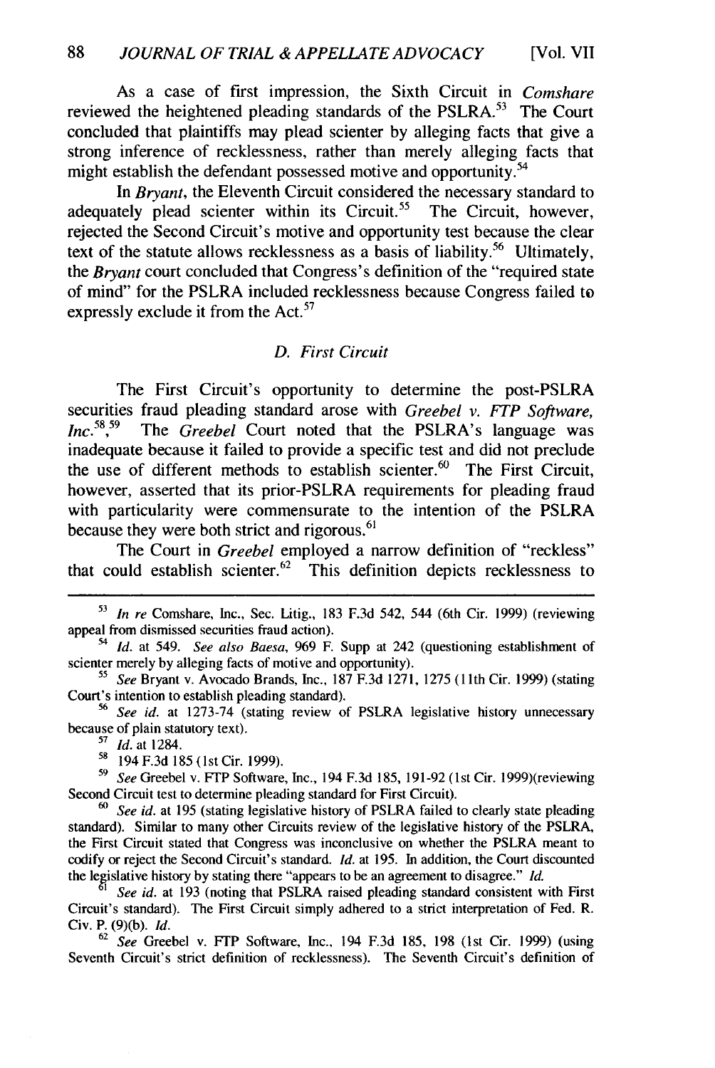As a case of first impression, the Sixth Circuit in *Comshare* reviewed the heightened pleading standards of the PSLRA.[53] The Court concluded that plaintiffs may plead scienter by alleging facts that give a strong inference of recklessness, rather than merely alleging facts that might establish the defendant possessed motive and opportunity.[54]

In *Bryant*, the Eleventh Circuit considered the necessary standard to adequately plead scienter within its Circuit.[55] The Circuit, however, rejected the Second Circuit's motive and opportunity test because the clear text of the statute allows recklessness as a basis of liability.[56] Ultimately, the *Bryant* court concluded that Congress's definition of the "required state of mind" for the PSLRA included recklessness because Congress failed to expressly exclude it from the Act.[57]

### *D. First Circuit*

The First Circuit's opportunity to determine the post-PSLRA securities fraud pleading standard arose with *Greebel v. FTP Software, Inc.*[58],[59] The *Greebel* Court noted that the PSLRA's language was inadequate because it failed to provide a specific test and did not preclude the use of different methods to establish scienter.[60] The First Circuit, however, asserted that its prior-PSLRA requirements for pleading fraud with particularity were commensurate to the intention of the PSLRA because they were both strict and rigorous.[61]

The Court in *Greebel* employed a narrow definition of "reckless" that could establish scienter.[62] This definition depicts recklessness to

---

[53] *In re* Comshare, Inc., Sec. Litig., 183 F.3d 542, 544 (6th Cir. 1999) (reviewing appeal from dismissed securities fraud action).

[54] *Id.* at 549. *See also Baesa*, 969 F. Supp at 242 (questioning establishment of scienter merely by alleging facts of motive and opportunity).

[55] *See* Bryant v. Avocado Brands, Inc., 187 F.3d 1271, 1275 (11th Cir. 1999) (stating Court's intention to establish pleading standard).

[56] *See id.* at 1273-74 (stating review of PSLRA legislative history unnecessary because of plain statutory text).

[57] *Id.* at 1284.

[58] 194 F.3d 185 (1st Cir. 1999).

[59] *See* Greebel v. FTP Software, Inc., 194 F.3d 185, 191-92 (1st Cir. 1999)(reviewing Second Circuit test to determine pleading standard for First Circuit).

[60] *See id.* at 195 (stating legislative history of PSLRA failed to clearly state pleading standard). Similar to many other Circuits review of the legislative history of the PSLRA, the First Circuit stated that Congress was inconclusive on whether the PSLRA meant to codify or reject the Second Circuit's standard. *Id.* at 195. In addition, the Court discounted the legislative history by stating there "appears to be an agreement to disagree." *Id.*

[61] *See id.* at 193 (noting that PSLRA raised pleading standard consistent with First Circuit's standard). The First Circuit simply adhered to a strict interpretation of Fed. R. Civ. P. (9)(b). *Id.*

[62] *See* Greebel v. FTP Software, Inc., 194 F.3d 185, 198 (1st Cir. 1999) (using Seventh Circuit's strict definition of recklessness). The Seventh Circuit's definition of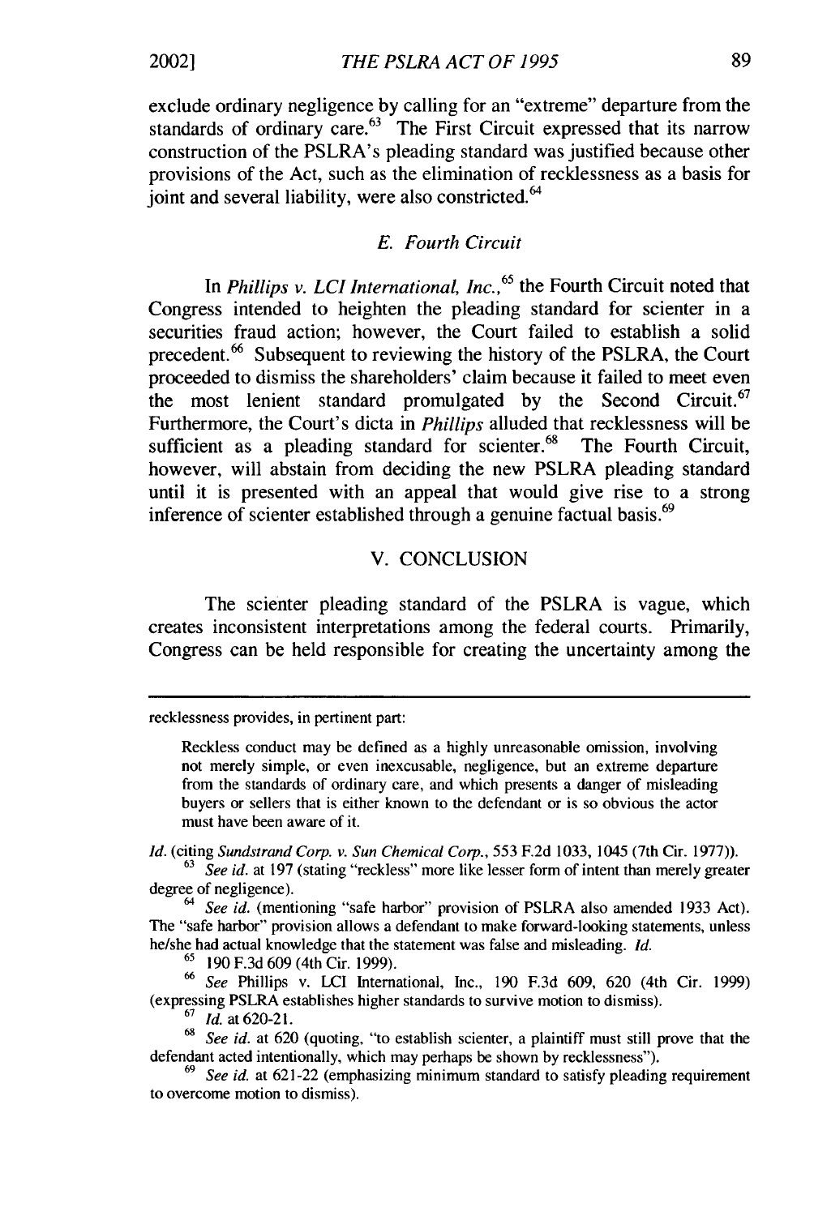exclude ordinary negligence by calling for an "extreme" departure from the standards of ordinary care.[63] The First Circuit expressed that its narrow construction of the PSLRA's pleading standard was justified because other provisions of the Act, such as the elimination of recklessness as a basis for joint and several liability, were also constricted.[64]

### *E. Fourth Circuit*

In *Phillips v. LCI International, Inc.*,[65] the Fourth Circuit noted that Congress intended to heighten the pleading standard for scienter in a securities fraud action; however, the Court failed to establish a solid precedent.[66] Subsequent to reviewing the history of the PSLRA, the Court proceeded to dismiss the shareholders' claim because it failed to meet even the most lenient standard promulgated by the Second Circuit.[67] Furthermore, the Court's dicta in *Phillips* alluded that recklessness will be sufficient as a pleading standard for scienter.[68] The Fourth Circuit, however, will abstain from deciding the new PSLRA pleading standard until it is presented with an appeal that would give rise to a strong inference of scienter established through a genuine factual basis.[69]

## V. CONCLUSION

The scienter pleading standard of the PSLRA is vague, which creates inconsistent interpretations among the federal courts. Primarily, Congress can be held responsible for creating the uncertainty among the

---

recklessness provides, in pertinent part:

> Reckless conduct may be defined as a highly unreasonable omission, involving not merely simple, or even inexcusable, negligence, but an extreme departure from the standards of ordinary care, and which presents a danger of misleading buyers or sellers that is either known to the defendant or is so obvious the actor must have been aware of it.

*Id.* (citing *Sundstrand Corp. v. Sun Chemical Corp.*, 553 F.2d 1033, 1045 (7th Cir. 1977)).

[63] *See id.* at 197 (stating "reckless" more like lesser form of intent than merely greater degree of negligence).

[64] *See id.* (mentioning "safe harbor" provision of PSLRA also amended 1933 Act). The "safe harbor" provision allows a defendant to make forward-looking statements, unless he/she had actual knowledge that the statement was false and misleading. *Id.*

[65] 190 F.3d 609 (4th Cir. 1999).

[66] *See* Phillips v. LCI International, Inc., 190 F.3d 609, 620 (4th Cir. 1999) (expressing PSLRA establishes higher standards to survive motion to dismiss).

[67] *Id.* at 620-21.

[68] *See id.* at 620 (quoting, "to establish scienter, a plaintiff must still prove that the defendant acted intentionally, which may perhaps be shown by recklessness").

[69] *See id.* at 621-22 (emphasizing minimum standard to satisfy pleading requirement to overcome motion to dismiss).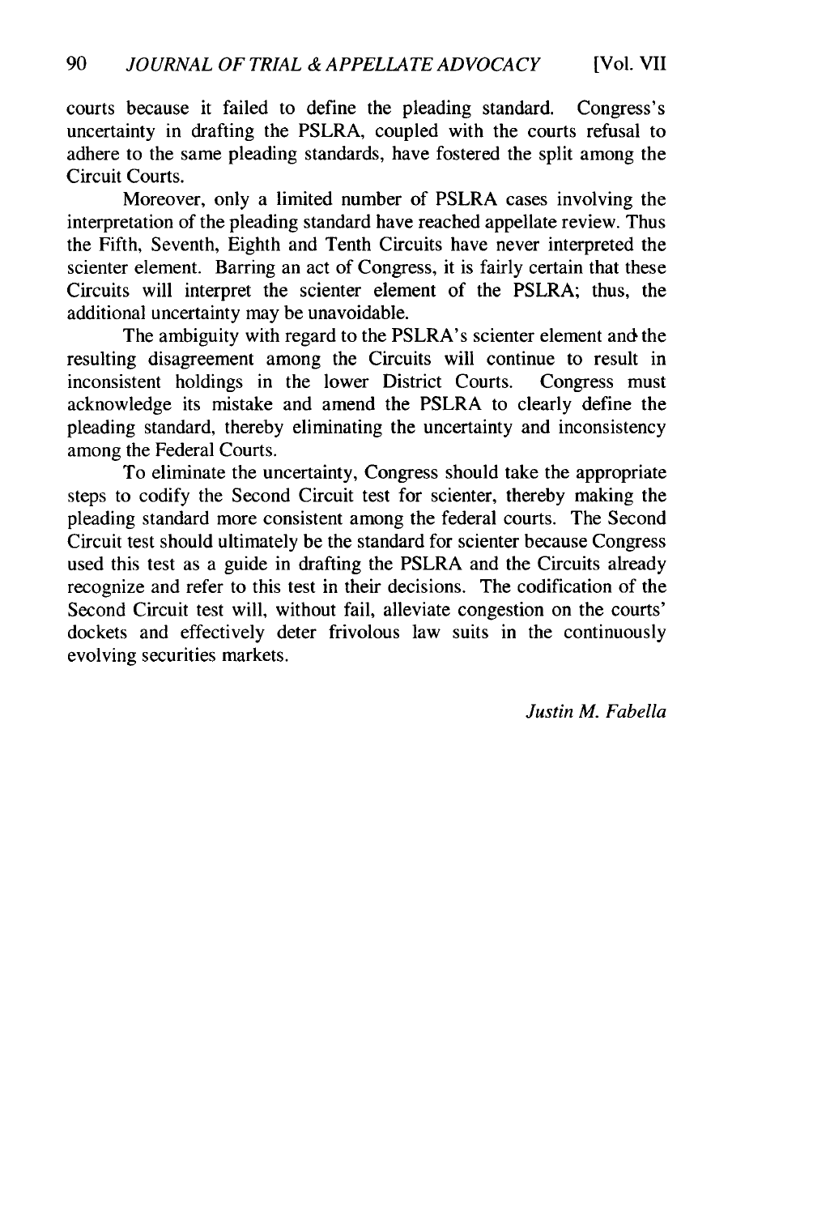courts because it failed to define the pleading standard. Congress's uncertainty in drafting the PSLRA, coupled with the courts refusal to adhere to the same pleading standards, have fostered the split among the Circuit Courts.

Moreover, only a limited number of PSLRA cases involving the interpretation of the pleading standard have reached appellate review. Thus the Fifth, Seventh, Eighth and Tenth Circuits have never interpreted the scienter element. Barring an act of Congress, it is fairly certain that these Circuits will interpret the scienter element of the PSLRA; thus, the additional uncertainty may be unavoidable.

The ambiguity with regard to the PSLRA's scienter element and the resulting disagreement among the Circuits will continue to result in inconsistent holdings in the lower District Courts. Congress must acknowledge its mistake and amend the PSLRA to clearly define the pleading standard, thereby eliminating the uncertainty and inconsistency among the Federal Courts.

To eliminate the uncertainty, Congress should take the appropriate steps to codify the Second Circuit test for scienter, thereby making the pleading standard more consistent among the federal courts. The Second Circuit test should ultimately be the standard for scienter because Congress used this test as a guide in drafting the PSLRA and the Circuits already recognize and refer to this test in their decisions. The codification of the Second Circuit test will, without fail, alleviate congestion on the courts' dockets and effectively deter frivolous law suits in the continuously evolving securities markets.

*Justin M. Fabella*